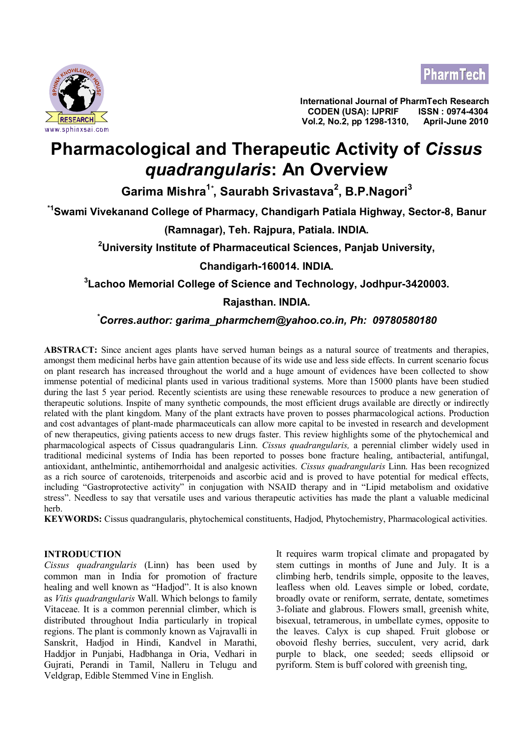# Pharmacological and Therapeutic Activity of *Cissus quadrangularis*: An Overview

**Garima Mishra[1*], Saurabh Srivastava[2], B.P.Nagori[3]**

**[*1]Swami Vivekanand College of Pharmacy, Chandigarh Patiala Highway, Sector-8, Banur (Ramnagar), Teh. Rajpura, Patiala. INDIA.**

**[2]University Institute of Pharmaceutical Sciences, Panjab University, Chandigarh-160014. INDIA.**

**[3]Lachoo Memorial College of Science and Technology, Jodhpur-3420003. Rajasthan. INDIA.**

***[*]Corres.author: garima_pharmchem@yahoo.co.in, Ph: 09780580180***

**ABSTRACT:** Since ancient ages plants have served human beings as a natural source of treatments and therapies, amongst them medicinal herbs have gain attention because of its wide use and less side effects. In current scenario focus on plant research has increased throughout the world and a huge amount of evidences have been collected to show immense potential of medicinal plants used in various traditional systems. More than 15000 plants have been studied during the last 5 year period. Recently scientists are using these renewable resources to produce a new generation of therapeutic solutions. Inspite of many synthetic compounds, the most efficient drugs available are directly or indirectly related with the plant kingdom. Many of the plant extracts have proven to posses pharmacological actions. Production and cost advantages of plant-made pharmaceuticals can allow more capital to be invested in research and development of new therapeutics, giving patients access to new drugs faster. This review highlights some of the phytochemical and pharmacological aspects of Cissus quadrangularis Linn. *Cissus quadrangularis,* a perennial climber widely used in traditional medicinal systems of India has been reported to posses bone fracture healing, antibacterial, antifungal, antioxidant, anthelmintic, antihemorrhoidal and analgesic activities. *Cissus quadrangularis* Linn. Has been recognized as a rich source of carotenoids, triterpenoids and ascorbic acid and is proved to have potential for medical effects, including "Gastroprotective activity" in conjugation with NSAID therapy and in "Lipid metabolism and oxidative stress". Needless to say that versatile uses and various therapeutic activities has made the plant a valuable medicinal herb.

**KEYWORDS:** Cissus quadrangularis, phytochemical constituents, Hadjod, Phytochemistry, Pharmacological activities.

## INTRODUCTION

*Cissus quadrangularis* (Linn) has been used by common man in India for promotion of fracture healing and well known as "Hadjod". It is also known as *Vitis quadrangularis* Wall. Which belongs to family Vitaceae. It is a common perennial climber, which is distributed throughout India particularly in tropical regions. The plant is commonly known as Vajravalli in Sanskrit, Hadjod in Hindi, Kandvel in Marathi, Haddjor in Punjabi, Hadbhanga in Oria, Vedhari in Gujrati, Perandi in Tamil, Nalleru in Telugu and Veldgrap, Edible Stemmed Vine in English.

It requires warm tropical climate and propagated by stem cuttings in months of June and July. It is a climbing herb, tendrils simple, opposite to the leaves, leafless when old. Leaves simple or lobed, cordate, broadly ovate or reniform, serrate, dentate, sometimes 3-foliate and glabrous. Flowers small, greenish white, bisexual, tetramerous, in umbellate cymes, opposite to the leaves. Calyx is cup shaped. Fruit globose or obovoid fleshy berries, succulent, very acrid, dark purple to black, one seeded; seeds ellipsoid or pyriform. Stem is buff colored with greenish ting,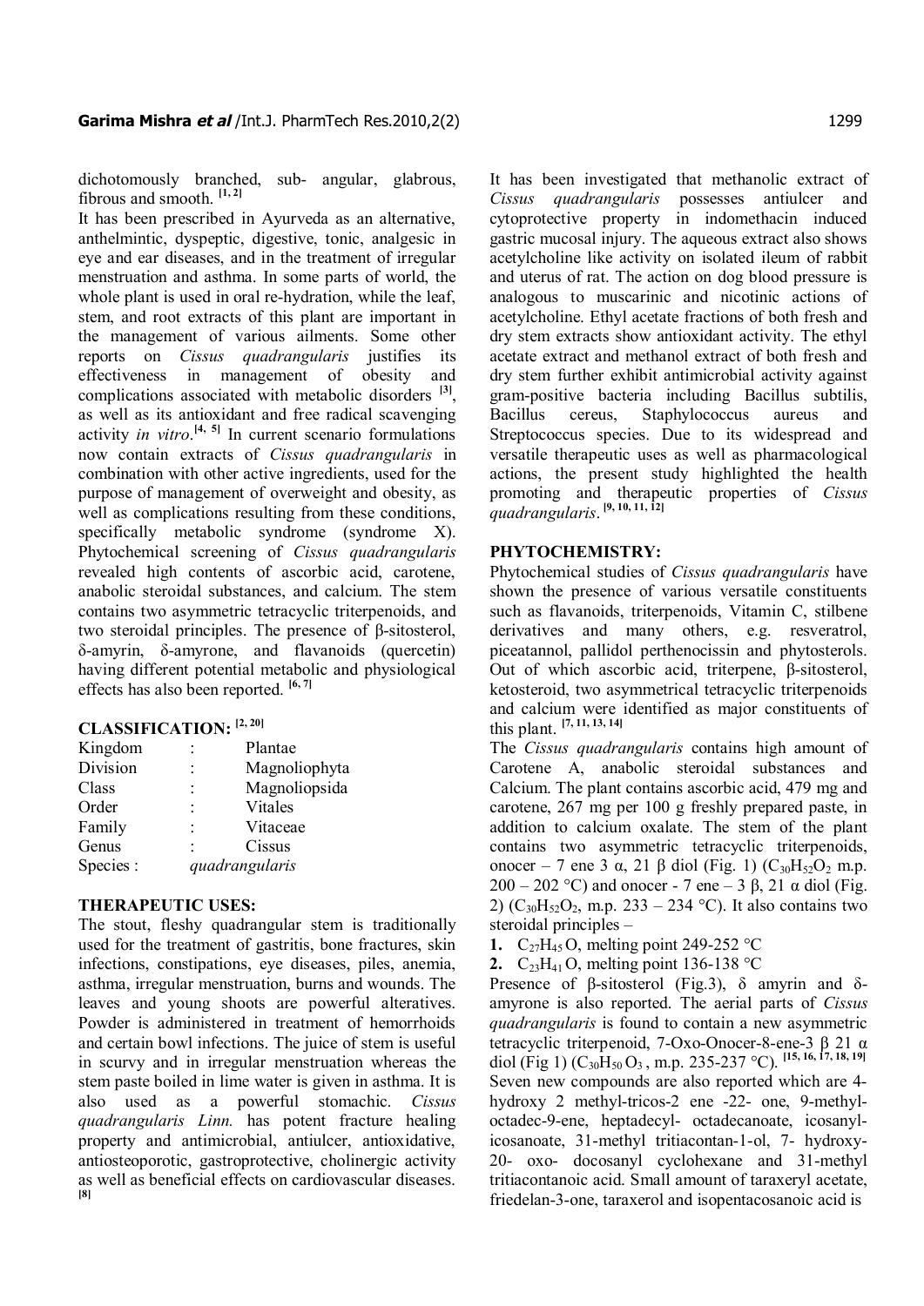dichotomously branched, sub- angular, glabrous, fibrous and smooth. [1, 2]

It has been prescribed in Ayurveda as an alternative, anthelmintic, dyspeptic, digestive, tonic, analgesic in eye and ear diseases, and in the treatment of irregular menstruation and asthma. In some parts of world, the whole plant is used in oral re-hydration, while the leaf, stem, and root extracts of this plant are important in the management of various ailments. Some other reports on *Cissus quadrangularis* justifies its effectiveness in management of obesity and complications associated with metabolic disorders [3], as well as its antioxidant and free radical scavenging activity *in vitro*.[4, 5] In current scenario formulations now contain extracts of *Cissus quadrangularis* in combination with other active ingredients, used for the purpose of management of overweight and obesity, as well as complications resulting from these conditions, specifically metabolic syndrome (syndrome X). Phytochemical screening of *Cissus quadrangularis* revealed high contents of ascorbic acid, carotene, anabolic steroidal substances, and calcium. The stem contains two asymmetric tetracyclic triterpenoids, and two steroidal principles. The presence of β-sitosterol, δ-amyrin, δ-amyrone, and flavanoids (quercetin) having different potential metabolic and physiological effects has also been reported. [6, 7]

## CLASSIFICATION: [2, 20]

| | | |
|---|---|---|
| Kingdom | : | Plantae |
| Division | : | Magnoliophyta |
| Class | : | Magnoliopsida |
| Order | : | Vitales |
| Family | : | Vitaceae |
| Genus | : | Cissus |
| Species : | | *quadrangularis* |

## THERAPEUTIC USES:

The stout, fleshy quadrangular stem is traditionally used for the treatment of gastritis, bone fractures, skin infections, constipations, eye diseases, piles, anemia, asthma, irregular menstruation, burns and wounds. The leaves and young shoots are powerful alteratives. Powder is administered in treatment of hemorrhoids and certain bowl infections. The juice of stem is useful in scurvy and in irregular menstruation whereas the stem paste boiled in lime water is given in asthma. It is also used as a powerful stomachic. *Cissus quadrangularis Linn.* has potent fracture healing property and antimicrobial, antiulcer, antioxidative, antiosteoporotic, gastroprotective, cholinergic activity as well as beneficial effects on cardiovascular diseases. [8]

It has been investigated that methanolic extract of *Cissus quadrangularis* possesses antiulcer and cytoprotective property in indomethacin induced gastric mucosal injury. The aqueous extract also shows acetylcholine like activity on isolated ileum of rabbit and uterus of rat. The action on dog blood pressure is analogous to muscarinic and nicotinic actions of acetylcholine. Ethyl acetate fractions of both fresh and dry stem extracts show antioxidant activity. The ethyl acetate extract and methanol extract of both fresh and dry stem further exhibit antimicrobial activity against gram-positive bacteria including Bacillus subtilis, Bacillus cereus, Staphylococcus aureus and Streptococcus species. Due to its widespread and versatile therapeutic uses as well as pharmacological actions, the present study highlighted the health promoting and therapeutic properties of *Cissus quadrangularis*. [9, 10, 11, 12]

## PHYTOCHEMISTRY:

Phytochemical studies of *Cissus quadrangularis* have shown the presence of various versatile constituents such as flavanoids, triterpenoids, Vitamin C, stilbene derivatives and many others, e.g. resveratrol, piceatannol, pallidol perthenocissin and phytosterols. Out of which ascorbic acid, triterpene, β-sitosterol, ketosteroid, two asymmetrical tetracyclic triterpenoids and calcium were identified as major constituents of this plant. [7, 11, 13, 14]

The *Cissus quadrangularis* contains high amount of Carotene A, anabolic steroidal substances and Calcium. The plant contains ascorbic acid, 479 mg and carotene, 267 mg per 100 g freshly prepared paste, in addition to calcium oxalate. The stem of the plant contains two asymmetric tetracyclic triterpenoids, onocer – 7 ene 3 α, 21 β diol (Fig. 1) ($C_{30}H_{52}O_2$ m.p. 200 – 202 °C) and onocer - 7 ene – 3 β, 21 α diol (Fig. 2) ($C_{30}H_{52}O_2$, m.p. 233 – 234 °C). It also contains two steroidal principles –

1. $C_{27}H_{45}O$, melting point 249-252 °C
2. $C_{23}H_{41}O$, melting point 136-138 °C

Presence of β-sitosterol (Fig.3), δ amyrin and δ-amyrone is also reported. The aerial parts of *Cissus quadrangularis* is found to contain a new asymmetric tetracyclic triterpenoid, 7-Oxo-Onocer-8-ene-3 β 21 α diol (Fig 1) ($C_{30}H_{50}O_3$, m.p. 235-237 °C). [15, 16, 17, 18, 19]

Seven new compounds are also reported which are 4-hydroxy 2 methyl-tricos-2 ene -22- one, 9-methyl-octadec-9-ene, heptadecyl- octadecanoate, icosanyl-icosanoate, 31-methyl tritiacontan-1-ol, 7- hydroxy-20- oxo- docosanyl cyclohexane and 31-methyl tritiacontanoic acid. Small amount of taraxeryl acetate, friedelan-3-one, taraxerol and isopentacosanoic acid is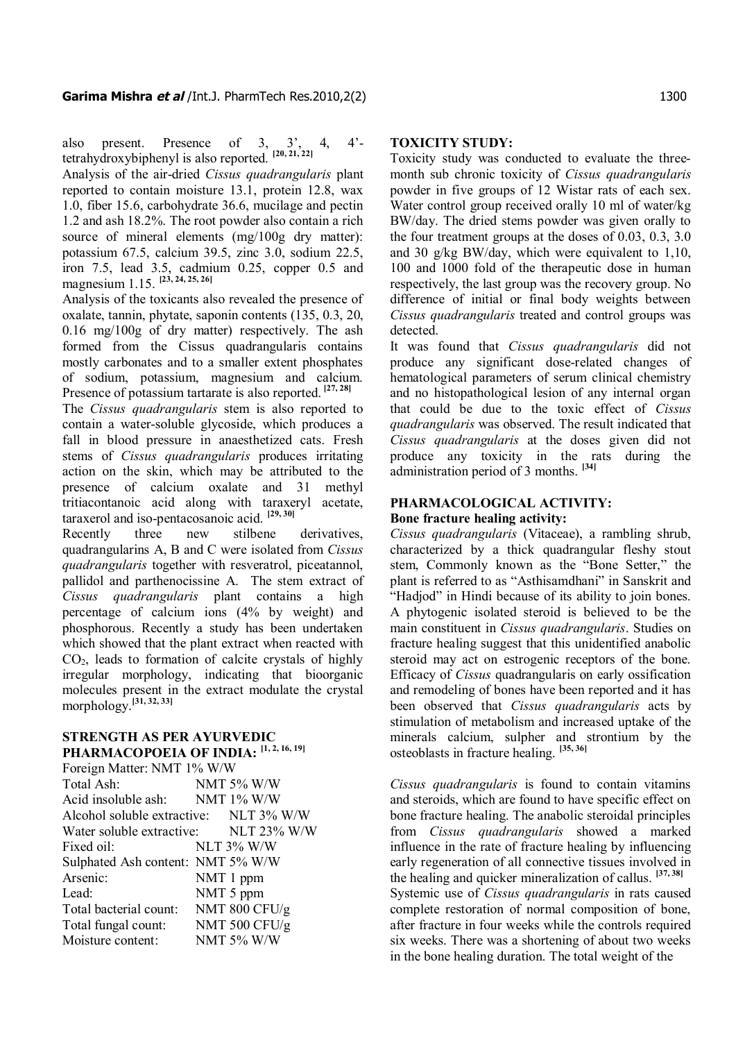also present. Presence of 3, 3', 4, 4'-tetrahydroxybiphenyl is also reported. [20, 21, 22]

Analysis of the air-dried *Cissus quadrangularis* plant reported to contain moisture 13.1, protein 12.8, wax 1.0, fiber 15.6, carbohydrate 36.6, mucilage and pectin 1.2 and ash 18.2%. The root powder also contain a rich source of mineral elements (mg/100g dry matter): potassium 67.5, calcium 39.5, zinc 3.0, sodium 22.5, iron 7.5, lead 3.5, cadmium 0.25, copper 0.5 and magnesium 1.15. [23, 24, 25, 26]

Analysis of the toxicants also revealed the presence of oxalate, tannin, phytate, saponin contents (135, 0.3, 20, 0.16 mg/100g of dry matter) respectively. The ash formed from the Cissus quadrangularis contains mostly carbonates and to a smaller extent phosphates of sodium, potassium, magnesium and calcium. Presence of potassium tartarate is also reported. [27, 28]

The *Cissus quadrangularis* stem is also reported to contain a water-soluble glycoside, which produces a fall in blood pressure in anaesthetized cats. Fresh stems of *Cissus quadrangularis* produces irritating action on the skin, which may be attributed to the presence of calcium oxalate and 31 methyl tritiacontanoic acid along with taraxeryl acetate, taraxerol and iso-pentacosanoic acid. [29, 30]

Recently three new stilbene derivatives, quadrangularins A, B and C were isolated from *Cissus quadrangularis* together with resveratrol, piceatannol, pallidol and parthenocissine A. The stem extract of *Cissus quadrangularis* plant contains a high percentage of calcium ions (4% by weight) and phosphorous. Recently a study has been undertaken which showed that the plant extract when reacted with $CO_2$, leads to formation of calcite crystals of highly irregular morphology, indicating that bioorganic molecules present in the extract modulate the crystal morphology.[31, 32, 33]

## STRENGTH AS PER AYURVEDIC PHARMACOPOEIA OF INDIA: [1, 2, 16, 19]

| Parameter | Limit |
|---|---|
| Foreign Matter: | NMT 1% W/W |
| Total Ash: | NMT 5% W/W |
| Acid insoluble ash: | NMT 1% W/W |
| Alcohol soluble extractive: | NLT 3% W/W |
| Water soluble extractive: | NLT 23% W/W |
| Fixed oil: | NLT 3% W/W |
| Sulphated Ash content: | NMT 5% W/W |
| Arsenic: | NMT 1 ppm |
| Lead: | NMT 5 ppm |
| Total bacterial count: | NMT 800 CFU/g |
| Total fungal count: | NMT 500 CFU/g |
| Moisture content: | NMT 5% W/W |

## TOXICITY STUDY:

Toxicity study was conducted to evaluate the three-month sub chronic toxicity of *Cissus quadrangularis* powder in five groups of 12 Wistar rats of each sex. Water control group received orally 10 ml of water/kg BW/day. The dried stems powder was given orally to the four treatment groups at the doses of 0.03, 0.3, 3.0 and 30 g/kg BW/day, which were equivalent to 1,10, 100 and 1000 fold of the therapeutic dose in human respectively, the last group was the recovery group. No difference of initial or final body weights between *Cissus quadrangularis* treated and control groups was detected.

It was found that *Cissus quadrangularis* did not produce any significant dose-related changes of hematological parameters of serum clinical chemistry and no histopathological lesion of any internal organ that could be due to the toxic effect of *Cissus quadrangularis* was observed. The result indicated that *Cissus quadrangularis* at the doses given did not produce any toxicity in the rats during the administration period of 3 months. [34]

## PHARMACOLOGICAL ACTIVITY:

### Bone fracture healing activity:

*Cissus quadrangularis* (Vitaceae), a rambling shrub, characterized by a thick quadrangular fleshy stout stem, Commonly known as the "Bone Setter," the plant is referred to as "Asthisamdhani" in Sanskrit and "Hadjod" in Hindi because of its ability to join bones. A phytogenic isolated steroid is believed to be the main constituent in *Cissus quadrangularis*. Studies on fracture healing suggest that this unidentified anabolic steroid may act on estrogenic receptors of the bone. Efficacy of *Cissus* quadrangularis on early ossification and remodeling of bones have been reported and it has been observed that *Cissus quadrangularis* acts by stimulation of metabolism and increased uptake of the minerals calcium, sulpher and strontium by the osteoblasts in fracture healing. [35, 36]

*Cissus quadrangularis* is found to contain vitamins and steroids, which are found to have specific effect on bone fracture healing. The anabolic steroidal principles from *Cissus quadrangularis* showed a marked influence in the rate of fracture healing by influencing early regeneration of all connective tissues involved in the healing and quicker mineralization of callus. [37, 38]

Systemic use of *Cissus quadrangularis* in rats caused complete restoration of normal composition of bone, after fracture in four weeks while the controls required six weeks. There was a shortening of about two weeks in the bone healing duration. The total weight of the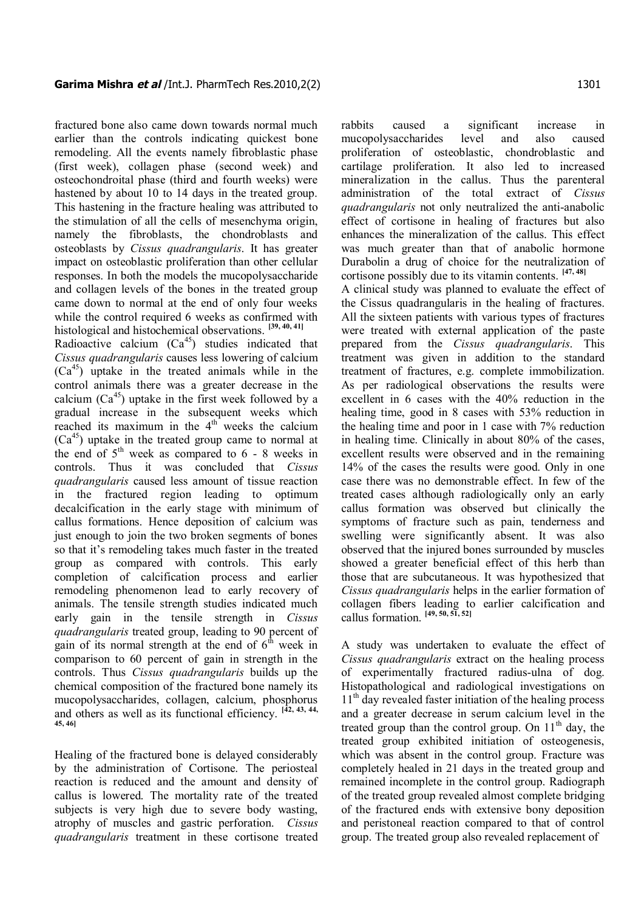fractured bone also came down towards normal much earlier than the controls indicating quickest bone remodeling. All the events namely fibroblastic phase (first week), collagen phase (second week) and osteochondroital phase (third and fourth weeks) were hastened by about 10 to 14 days in the treated group. This hastening in the fracture healing was attributed to the stimulation of all the cells of mesenchyma origin, namely the fibroblasts, the chondroblasts and osteoblasts by *Cissus quadrangularis*. It has greater impact on osteoblastic proliferation than other cellular responses. In both the models the mucopolysaccharide and collagen levels of the bones in the treated group came down to normal at the end of only four weeks while the control required 6 weeks as confirmed with histological and histochemical observations. [39, 40, 41]

Radioactive calcium ($Ca^{45}$) studies indicated that *Cissus quadrangularis* causes less lowering of calcium ($Ca^{45}$) uptake in the treated animals while in the control animals there was a greater decrease in the calcium ($Ca^{45}$) uptake in the first week followed by a gradual increase in the subsequent weeks which reached its maximum in the 4th weeks the calcium ($Ca^{45}$) uptake in the treated group came to normal at the end of 5th week as compared to 6 - 8 weeks in controls. Thus it was concluded that *Cissus quadrangularis* caused less amount of tissue reaction in the fractured region leading to optimum decalcification in the early stage with minimum of callus formations. Hence deposition of calcium was just enough to join the two broken segments of bones so that it's remodeling takes much faster in the treated group as compared with controls. This early completion of calcification process and earlier remodeling phenomenon lead to early recovery of animals. The tensile strength studies indicated much early gain in the tensile strength in *Cissus quadrangularis* treated group, leading to 90 percent of gain of its normal strength at the end of 6th week in comparison to 60 percent of gain in strength in the controls. Thus *Cissus quadrangularis* builds up the chemical composition of the fractured bone namely its mucopolysaccharides, collagen, calcium, phosphorus and others as well as its functional efficiency. [42, 43, 44, 45, 46]

Healing of the fractured bone is delayed considerably by the administration of Cortisone. The periosteal reaction is reduced and the amount and density of callus is lowered. The mortality rate of the treated subjects is very high due to severe body wasting, atrophy of muscles and gastric perforation. *Cissus quadrangularis* treatment in these cortisone treated rabbits caused a significant increase in mucopolysaccharides level and also caused proliferation of osteoblastic, chondroblastic and cartilage proliferation. It also led to increased mineralization in the callus. Thus the parenteral administration of the total extract of *Cissus quadrangularis* not only neutralized the anti-anabolic effect of cortisone in healing of fractures but also enhances the mineralization of the callus. This effect was much greater than that of anabolic hormone Durabolin a drug of choice for the neutralization of cortisone possibly due to its vitamin contents. [47, 48]

A clinical study was planned to evaluate the effect of the Cissus quadrangularis in the healing of fractures. All the sixteen patients with various types of fractures were treated with external application of the paste prepared from the *Cissus quadrangularis*. This treatment was given in addition to the standard treatment of fractures, e.g. complete immobilization. As per radiological observations the results were excellent in 6 cases with the 40% reduction in the healing time, good in 8 cases with 53% reduction in the healing time and poor in 1 case with 7% reduction in healing time. Clinically in about 80% of the cases, excellent results were observed and in the remaining 14% of the cases the results were good. Only in one case there was no demonstrable effect. In few of the treated cases although radiologically only an early callus formation was observed but clinically the symptoms of fracture such as pain, tenderness and swelling were significantly absent. It was also observed that the injured bones surrounded by muscles showed a greater beneficial effect of this herb than those that are subcutaneous. It was hypothesized that *Cissus quadrangularis* helps in the earlier formation of collagen fibers leading to earlier calcification and callus formation. [49, 50, 51, 52]

A study was undertaken to evaluate the effect of *Cissus quadrangularis* extract on the healing process of experimentally fractured radius-ulna of dog. Histopathological and radiological investigations on 11th day revealed faster initiation of the healing process and a greater decrease in serum calcium level in the treated group than the control group. On 11th day, the treated group exhibited initiation of osteogenesis, which was absent in the control group. Fracture was completely healed in 21 days in the treated group and remained incomplete in the control group. Radiograph of the treated group revealed almost complete bridging of the fractured ends with extensive bony deposition and peristoneal reaction compared to that of control group. The treated group also revealed replacement of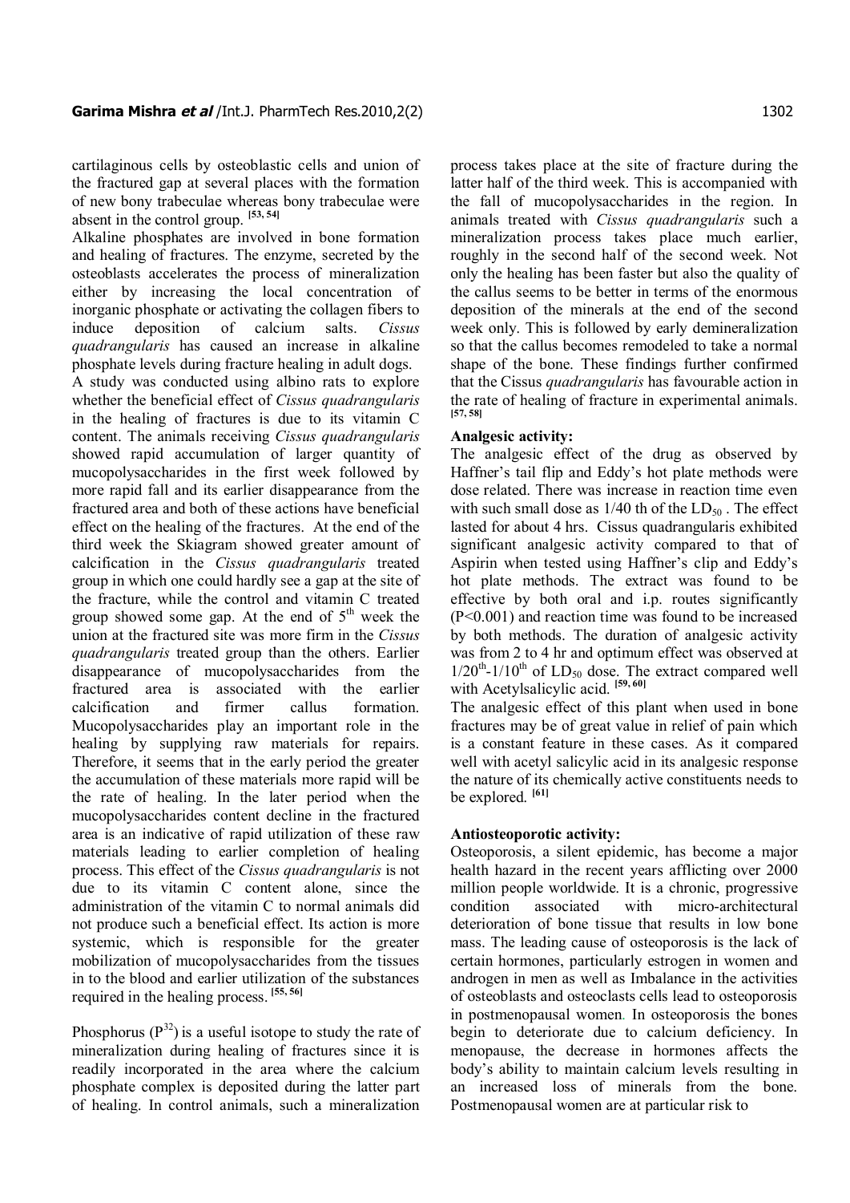cartilaginous cells by osteoblastic cells and union of the fractured gap at several places with the formation of new bony trabeculae whereas bony trabeculae were absent in the control group. [53, 54]

Alkaline phosphates are involved in bone formation and healing of fractures. The enzyme, secreted by the osteoblasts accelerates the process of mineralization either by increasing the local concentration of inorganic phosphate or activating the collagen fibers to induce deposition of calcium salts. *Cissus quadrangularis* has caused an increase in alkaline phosphate levels during fracture healing in adult dogs.

A study was conducted using albino rats to explore whether the beneficial effect of *Cissus quadrangularis* in the healing of fractures is due to its vitamin C content. The animals receiving *Cissus quadrangularis* showed rapid accumulation of larger quantity of mucopolysaccharides in the first week followed by more rapid fall and its earlier disappearance from the fractured area and both of these actions have beneficial effect on the healing of the fractures. At the end of the third week the Skiagram showed greater amount of calcification in the *Cissus quadrangularis* treated group in which one could hardly see a gap at the site of the fracture, while the control and vitamin C treated group showed some gap. At the end of $5^{th}$ week the union at the fractured site was more firm in the *Cissus quadrangularis* treated group than the others. Earlier disappearance of mucopolysaccharides from the fractured area is associated with the earlier calcification and firmer callus formation. Mucopolysaccharides play an important role in the healing by supplying raw materials for repairs. Therefore, it seems that in the early period the greater the accumulation of these materials more rapid will be the rate of healing. In the later period when the mucopolysaccharides content decline in the fractured area is an indicative of rapid utilization of these raw materials leading to earlier completion of healing process. This effect of the *Cissus quadrangularis* is not due to its vitamin C content alone, since the administration of the vitamin C to normal animals did not produce such a beneficial effect. Its action is more systemic, which is responsible for the greater mobilization of mucopolysaccharides from the tissues in to the blood and earlier utilization of the substances required in the healing process. [55, 56]

Phosphorus ($P^{32}$) is a useful isotope to study the rate of mineralization during healing of fractures since it is readily incorporated in the area where the calcium phosphate complex is deposited during the latter part of healing. In control animals, such a mineralization process takes place at the site of fracture during the latter half of the third week. This is accompanied with the fall of mucopolysaccharides in the region. In animals treated with *Cissus quadrangularis* such a mineralization process takes place much earlier, roughly in the second half of the second week. Not only the healing has been faster but also the quality of the callus seems to be better in terms of the enormous deposition of the minerals at the end of the second week only. This is followed by early demineralization so that the callus becomes remodeled to take a normal shape of the bone. These findings further confirmed that the Cissus *quadrangularis* has favourable action in the rate of healing of fracture in experimental animals. [57, 58]

**Analgesic activity:**

The analgesic effect of the drug as observed by Haffner's tail flip and Eddy's hot plate methods were dose related. There was increase in reaction time even with such small dose as 1/40 th of the $LD_{50}$ . The effect lasted for about 4 hrs. Cissus quadrangularis exhibited significant analgesic activity compared to that of Aspirin when tested using Haffner's clip and Eddy's hot plate methods. The extract was found to be effective by both oral and i.p. routes significantly ($P<0.001$) and reaction time was found to be increased by both methods. The duration of analgesic activity was from 2 to 4 hr and optimum effect was observed at $1/20^{th}$-$1/10^{th}$ of $LD_{50}$ dose. The extract compared well with Acetylsalicylic acid. [59, 60]

The analgesic effect of this plant when used in bone fractures may be of great value in relief of pain which is a constant feature in these cases. As it compared well with acetyl salicylic acid in its analgesic response the nature of its chemically active constituents needs to be explored. [61]

**Antiosteoporotic activity:**

Osteoporosis, a silent epidemic, has become a major health hazard in the recent years afflicting over 2000 million people worldwide. It is a chronic, progressive condition associated with micro-architectural deterioration of bone tissue that results in low bone mass. The leading cause of osteoporosis is the lack of certain hormones, particularly estrogen in women and androgen in men as well as Imbalance in the activities of osteoblasts and osteoclasts cells lead to osteoporosis in postmenopausal women. In osteoporosis the bones begin to deteriorate due to calcium deficiency. In menopause, the decrease in hormones affects the body's ability to maintain calcium levels resulting in an increased loss of minerals from the bone. Postmenopausal women are at particular risk to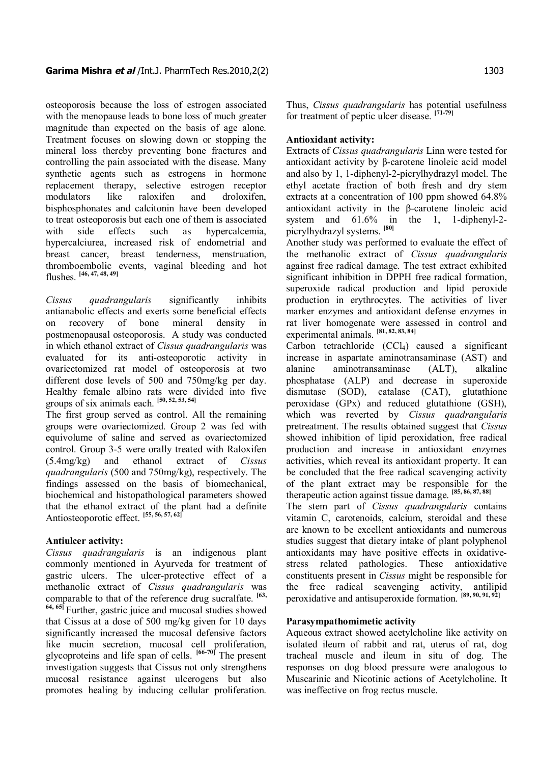osteoporosis because the loss of estrogen associated with the menopause leads to bone loss of much greater magnitude than expected on the basis of age alone. Treatment focuses on slowing down or stopping the mineral loss thereby preventing bone fractures and controlling the pain associated with the disease. Many synthetic agents such as estrogens in hormone replacement therapy, selective estrogen receptor modulators like raloxifen and droloxifen, bisphosphonates and calcitonin have been developed to treat osteoporosis but each one of them is associated with side effects such as hypercalcemia, hypercalciurea, increased risk of endometrial and breast cancer, breast tenderness, menstruation, thromboembolic events, vaginal bleeding and hot flushes. [46, 47, 48, 49]

*Cissus quadrangularis* significantly inhibits antianabolic effects and exerts some beneficial effects on recovery of bone mineral density in postmenopausal osteoporosis. A study was conducted in which ethanol extract of *Cissus quadrangularis* was evaluated for its anti-osteoporotic activity in ovariectomized rat model of osteoporosis at two different dose levels of 500 and 750mg/kg per day. Healthy female albino rats were divided into five groups of six animals each. [50, 52, 53, 54]

The first group served as control. All the remaining groups were ovariectomized. Group 2 was fed with equivolume of saline and served as ovariectomized control. Group 3-5 were orally treated with Raloxifen (5.4mg/kg) and ethanol extract of *Cissus quadrangularis* (500 and 750mg/kg), respectively. The findings assessed on the basis of biomechanical, biochemical and histopathological parameters showed that the ethanol extract of the plant had a definite Antiosteoporotic effect. [55, 56, 57, 62]

**Antiulcer activity:**

*Cissus quadrangularis* is an indigenous plant commonly mentioned in Ayurveda for treatment of gastric ulcers. The ulcer-protective effect of a methanolic extract of *Cissus quadrangularis* was comparable to that of the reference drug sucralfate. [63, 64, 65] Further, gastric juice and mucosal studies showed that Cissus at a dose of 500 mg/kg given for 10 days significantly increased the mucosal defensive factors like mucin secretion, mucosal cell proliferation, glycoproteins and life span of cells. [66-70] The present investigation suggests that Cissus not only strengthens mucosal resistance against ulcerogens but also promotes healing by inducing cellular proliferation. Thus, *Cissus quadrangularis* has potential usefulness for treatment of peptic ulcer disease. [71-79]

**Antioxidant activity:**

Extracts of *Cissus quadrangularis* Linn were tested for antioxidant activity by β-carotene linoleic acid model and also by 1, 1-diphenyl-2-picrylhydrazyl model. The ethyl acetate fraction of both fresh and dry stem extracts at a concentration of 100 ppm showed 64.8% antioxidant activity in the β-carotene linoleic acid system and 61.6% in the 1, 1-diphenyl-2-picrylhydrazyl systems. [80]

Another study was performed to evaluate the effect of the methanolic extract of *Cissus quadrangularis* against free radical damage. The test extract exhibited significant inhibition in DPPH free radical formation, superoxide radical production and lipid peroxide production in erythrocytes. The activities of liver marker enzymes and antioxidant defense enzymes in rat liver homogenate were assessed in control and experimental animals. [81, 82, 83, 84]

Carbon tetrachloride ($CCl_4$) caused a significant increase in aspartate aminotransaminase (AST) and alanine aminotransaminase (ALT), alkaline phosphatase (ALP) and decrease in superoxide dismutase (SOD), catalase (CAT), glutathione peroxidase (GPx) and reduced glutathione (GSH), which was reverted by *Cissus quadrangularis* pretreatment. The results obtained suggest that *Cissus* showed inhibition of lipid peroxidation, free radical production and increase in antioxidant enzymes activities, which reveal its antioxidant property. It can be concluded that the free radical scavenging activity of the plant extract may be responsible for the therapeutic action against tissue damage. [85, 86, 87, 88]

The stem part of *Cissus quadrangularis* contains vitamin C, carotenoids, calcium, steroidal and these are known to be excellent antioxidants and numerous studies suggest that dietary intake of plant polyphenol antioxidants may have positive effects in oxidative-stress related pathologies. These antioxidative constituents present in *Cissus* might be responsible for the free radical scavenging activity, antilipid peroxidative and antisuperoxide formation. [89, 90, 91, 92]

**Parasympathomimetic activity**

Aqueous extract showed acetylcholine like activity on isolated ileum of rabbit and rat, uterus of rat, dog tracheal muscle and ileum in situ of dog. The responses on dog blood pressure were analogous to Muscarinic and Nicotinic actions of Acetylcholine. It was ineffective on frog rectus muscle.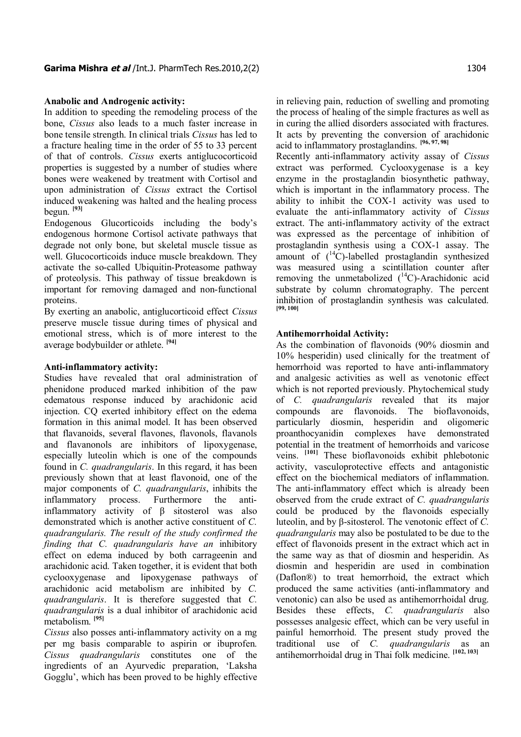**Anabolic and Androgenic activity:**

In addition to speeding the remodeling process of the bone, *Cissus* also leads to a much faster increase in bone tensile strength. In clinical trials *Cissus* has led to a fracture healing time in the order of 55 to 33 percent of that of controls. *Cissus* exerts antiglucocorticoid properties is suggested by a number of studies where bones were weakened by treatment with Cortisol and upon administration of *Cissus* extract the Cortisol induced weakening was halted and the healing process begun. [93]

Endogenous Glucorticoids including the body's endogenous hormone Cortisol activate pathways that degrade not only bone, but skeletal muscle tissue as well. Glucocorticoids induce muscle breakdown. They activate the so-called Ubiquitin-Proteasome pathway of proteolysis. This pathway of tissue breakdown is important for removing damaged and non-functional proteins.

By exerting an anabolic, antiglucorticoid effect *Cissus* preserve muscle tissue during times of physical and emotional stress, which is of more interest to the average bodybuilder or athlete. [94]

**Anti-inflammatory activity:**

Studies have revealed that oral administration of phenidone produced marked inhibition of the paw edematous response induced by arachidonic acid injection. CQ exerted inhibitory effect on the edema formation in this animal model. It has been observed that flavanoids, several flavones, flavonols, flavanols and flavanonols are inhibitors of lipoxygenase, especially luteolin which is one of the compounds found in *C. quadrangularis*. In this regard, it has been previously shown that at least flavonoid, one of the major components of *C. quadrangularis*, inhibits the inflammatory process. Furthermore the anti-inflammatory activity of β sitosterol was also demonstrated which is another active constituent of *C. quadrangularis. The result of the study confirmed the finding that C. quadrangularis have an* inhibitory effect on edema induced by both carrageenin and arachidonic acid. Taken together, it is evident that both cyclooxygenase and lipoxygenase pathways of arachidonic acid metabolism are inhibited by *C. quadrangularis*. It is therefore suggested that *C. quadrangularis* is a dual inhibitor of arachidonic acid metabolism. [95]

*Cissus* also posses anti-inflammatory activity on a mg per mg basis comparable to aspirin or ibuprofen. *Cissus quadrangularis* constitutes one of the ingredients of an Ayurvedic preparation, 'Laksha Gogglu', which has been proved to be highly effective in relieving pain, reduction of swelling and promoting the process of healing of the simple fractures as well as in curing the allied disorders associated with fractures. It acts by preventing the conversion of arachidonic acid to inflammatory prostaglandins. [96, 97, 98]

Recently anti-inflammatory activity assay of *Cissus* extract was performed. Cyclooxygenase is a key enzyme in the prostaglandin biosynthetic pathway, which is important in the inflammatory process. The ability to inhibit the COX-1 activity was used to evaluate the anti-inflammatory activity of *Cissus* extract. The anti-inflammatory activity of the extract was expressed as the percentage of inhibition of prostaglandin synthesis using a COX-1 assay. The amount of ($^{14}$C)-labelled prostaglandin synthesized was measured using a scintillation counter after removing the unmetabolized ($^{14}$C)-Arachidonic acid substrate by column chromatography. The percent inhibition of prostaglandin synthesis was calculated. [99, 100]

**Antihemorrhoidal Activity:**

As the combination of flavonoids (90% diosmin and 10% hesperidin) used clinically for the treatment of hemorrhoid was reported to have anti-inflammatory and analgesic activities as well as venotonic effect which is not reported previously. Phytochemical study of *C. quadrangularis* revealed that its major compounds are flavonoids. The bioflavonoids, particularly diosmin, hesperidin and oligomeric proanthocyanidin complexes have demonstrated potential in the treatment of hemorrhoids and varicose veins. [101] These bioflavonoids exhibit phlebotonic activity, vasculoprotective effects and antagonistic effect on the biochemical mediators of inflammation. The anti-inflammatory effect which is already been observed from the crude extract of *C. quadrangularis* could be produced by the flavonoids especially luteolin, and by β-sitosterol. The venotonic effect of *C. quadrangularis* may also be postulated to be due to the effect of flavonoids present in the extract which act in the same way as that of diosmin and hesperidin. As diosmin and hesperidin are used in combination (Daflon®) to treat hemorrhoid, the extract which produced the same activities (anti-inflammatory and venotonic) can also be used as antihemorrhoidal drug. Besides these effects, *C. quadrangularis* also possesses analgesic effect, which can be very useful in painful hemorrhoid. The present study proved the traditional use of *C. quadrangularis* as an antihemorrhoidal drug in Thai folk medicine. [102, 103]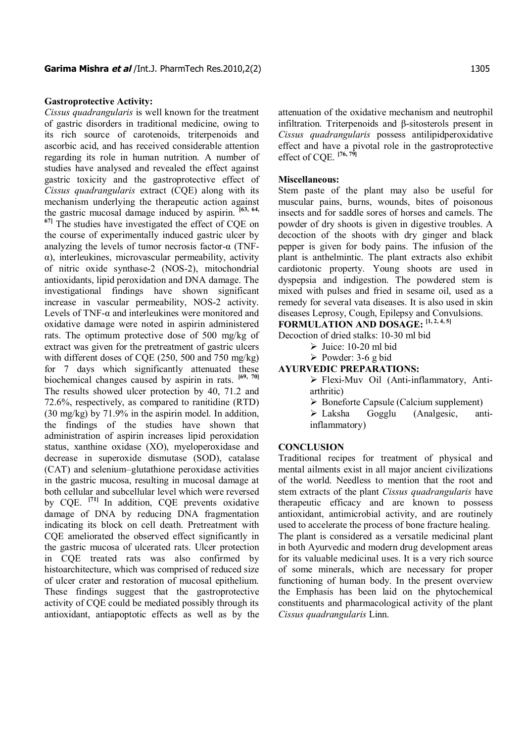**Gastroprotective Activity:**

*Cissus quadrangularis* is well known for the treatment of gastric disorders in traditional medicine, owing to its rich source of carotenoids, triterpenoids and ascorbic acid, and has received considerable attention regarding its role in human nutrition. A number of studies have analysed and revealed the effect against gastric toxicity and the gastroprotective effect of *Cissus quadrangularis* extract (CQE) along with its mechanism underlying the therapeutic action against the gastric mucosal damage induced by aspirin. [63, 64, 67] The studies have investigated the effect of CQE on the course of experimentally induced gastric ulcer by analyzing the levels of tumor necrosis factor-α (TNF-α), interleukines, microvascular permeability, activity of nitric oxide synthase-2 (NOS-2), mitochondrial antioxidants, lipid peroxidation and DNA damage. The investigational findings have shown significant increase in vascular permeability, NOS-2 activity. Levels of TNF-α and interleukines were monitored and oxidative damage were noted in aspirin administered rats. The optimum protective dose of 500 mg/kg of extract was given for the pretreatment of gastric ulcers with different doses of CQE (250, 500 and 750 mg/kg) for 7 days which significantly attenuated these biochemical changes caused by aspirin in rats. [69, 70] The results showed ulcer protection by 40, 71.2 and 72.6%, respectively, as compared to ranitidine (RTD) (30 mg/kg) by 71.9% in the aspirin model. In addition, the findings of the studies have shown that administration of aspirin increases lipid peroxidation status, xanthine oxidase (XO), myeloperoxidase and decrease in superoxide dismutase (SOD), catalase (CAT) and selenium–glutathione peroxidase activities in the gastric mucosa, resulting in mucosal damage at both cellular and subcellular level which were reversed by CQE. [71] In addition, CQE prevents oxidative damage of DNA by reducing DNA fragmentation indicating its block on cell death. Pretreatment with CQE ameliorated the observed effect significantly in the gastric mucosa of ulcerated rats. Ulcer protection in CQE treated rats was also confirmed by histoarchitecture, which was comprised of reduced size of ulcer crater and restoration of mucosal epithelium. These findings suggest that the gastroprotective activity of CQE could be mediated possibly through its antioxidant, antiapoptotic effects as well as by the attenuation of the oxidative mechanism and neutrophil infiltration. Triterpenoids and β-sitosterols present in *Cissus quadrangularis* possess antilipidperoxidative effect and have a pivotal role in the gastroprotective effect of CQE. [76, 79]

**Miscellaneous:**

Stem paste of the plant may also be useful for muscular pains, burns, wounds, bites of poisonous insects and for saddle sores of horses and camels. The powder of dry shoots is given in digestive troubles. A decoction of the shoots with dry ginger and black pepper is given for body pains. The infusion of the plant is anthelmintic. The plant extracts also exhibit cardiotonic property. Young shoots are used in dyspepsia and indigestion. The powdered stem is mixed with pulses and fried in sesame oil, used as a remedy for several vata diseases. It is also used in skin diseases Leprosy, Cough, Epilepsy and Convulsions.

**FORMULATION AND DOSAGE: [1, 2, 4, 5]**

Decoction of dried stalks: 10-30 ml bid

- Juice: 10-20 ml bid
- Powder: 3-6 g bid

**AYURVEDIC PREPARATIONS:**

- Flexi-Muv Oil (Anti-inflammatory, Anti-arthritic)
- Boneforte Capsule (Calcium supplement)
- Laksha Gogglu (Analgesic, anti-inflammatory)

## CONCLUSION

Traditional recipes for treatment of physical and mental ailments exist in all major ancient civilizations of the world. Needless to mention that the root and stem extracts of the plant *Cissus quadrangularis* have therapeutic efficacy and are known to possess antioxidant, antimicrobial activity, and are routinely used to accelerate the process of bone fracture healing. The plant is considered as a versatile medicinal plant in both Ayurvedic and modern drug development areas for its valuable medicinal uses. It is a very rich source of some minerals, which are necessary for proper functioning of human body. In the present overview the Emphasis has been laid on the phytochemical constituents and pharmacological activity of the plant *Cissus quadrangularis* Linn.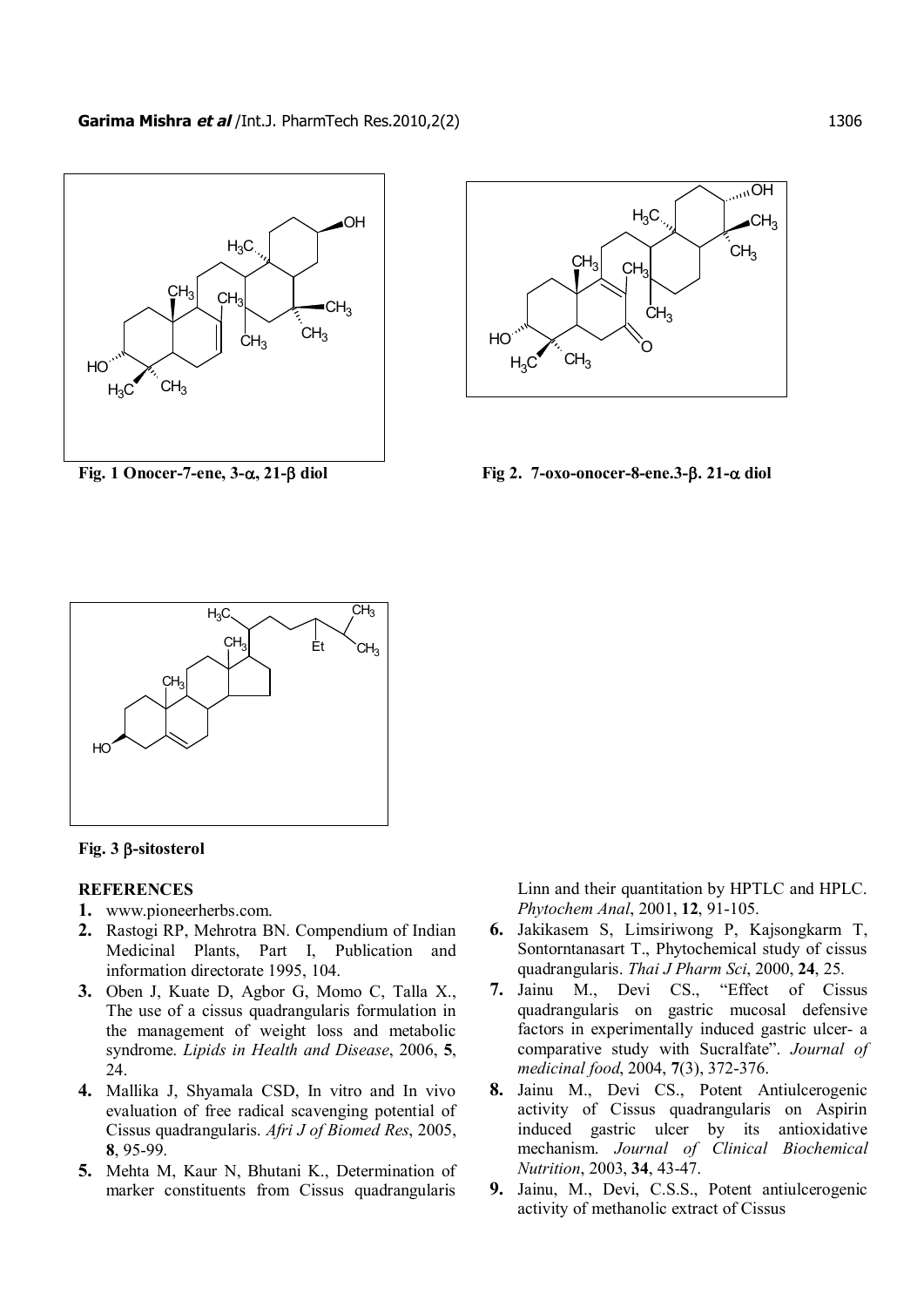**Fig. 1 Onocer-7-ene, 3-α, 21-β diol**

**Fig 2. 7-oxo-onocer-8-ene.3-β. 21-α diol**

**Fig. 3 β-sitosterol**

**REFERENCES**

1. www.pioneerherbs.com.
2. Rastogi RP, Mehrotra BN. Compendium of Indian Medicinal Plants, Part I, Publication and information directorate 1995, 104.
3. Oben J, Kuate D, Agbor G, Momo C, Talla X., The use of a cissus quadrangularis formulation in the management of weight loss and metabolic syndrome. *Lipids in Health and Disease*, 2006, **5**, 24.
4. Mallika J, Shyamala CSD, In vitro and In vivo evaluation of free radical scavenging potential of Cissus quadrangularis. *Afri J of Biomed Res*, 2005, **8**, 95-99.
5. Mehta M, Kaur N, Bhutani K., Determination of marker constituents from Cissus quadrangularis Linn and their quantitation by HPTLC and HPLC. *Phytochem Anal*, 2001, **12**, 91-105.
6. Jakikasem S, Limsiriwong P, Kajsongkarm T, Sontorntanasart T., Phytochemical study of cissus quadrangularis. *Thai J Pharm Sci*, 2000, **24**, 25.
7. Jainu M., Devi CS., "Effect of Cissus quadrangularis on gastric mucosal defensive factors in experimentally induced gastric ulcer- a comparative study with Sucralfate". *Journal of medicinal food*, 2004, **7**(3), 372-376.
8. Jainu M., Devi CS., Potent Antiulcerogenic activity of Cissus quadrangularis on Aspirin induced gastric ulcer by its antioxidative mechanism. *Journal of Clinical Biochemical Nutrition*, 2003, **34**, 43-47.
9. Jainu, M., Devi, C.S.S., Potent antiulcerogenic activity of methanolic extract of Cissus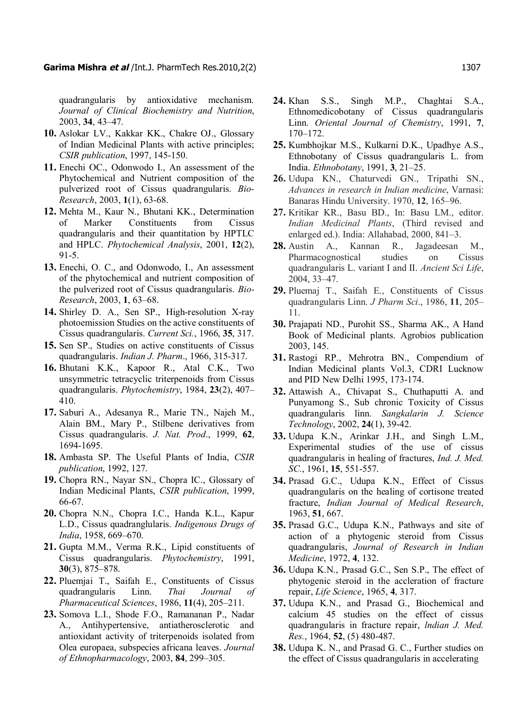quadrangularis by antioxidative mechanism. *Journal of Clinical Biochemistry and Nutrition*, 2003, **34**, 43–47.

**10.** Aslokar LV., Kakkar KK., Chakre OJ., Glossary of Indian Medicinal Plants with active principles; *CSIR publication*, 1997, 145-150.

**11.** Enechi OC., Odonwodo I., An assessment of the Phytochemical and Nutrient composition of the pulverized root of Cissus quadrangularis. *Bio-Research*, 2003, **1**(1), 63-68.

**12.** Mehta M., Kaur N., Bhutani KK., Determination of Marker Constituents from Cissus quadrangularis and their quantitation by HPTLC and HPLC. *Phytochemical Analysis*, 2001, **12**(2), 91-5.

**13.** Enechi, O. C., and Odonwodo, I., An assessment of the phytochemical and nutrient composition of the pulverized root of Cissus quadrangularis. *Bio-Research*, 2003, **1**, 63–68.

**14.** Shirley D. A., Sen SP., High-resolution X-ray photoemission Studies on the active constituents of Cissus quadrangularis. *Current Sci.*, 1966, **35**, 317.

**15.** Sen SP., Studies on active constituents of Cissus quadrangularis. *Indian J. Pharm*., 1966, 315-317.

**16.** Bhutani K.K., Kapoor R., Atal C.K., Two unsymmetric tetracyclic triterpenoids from Cissus quadrangularis. *Phytochemistry*, 1984, **23**(2), 407–410.

**17.** Saburi A., Adesanya R., Marie TN., Najeh M., Alain BM., Mary P., Stilbene derivatives from Cissus quadrangularis. *J. Nat. Prod*., 1999, **62**, 1694-1695.

**18.** Ambasta SP. The Useful Plants of India, *CSIR publication*, 1992, 127.

**19.** Chopra RN., Nayar SN., Chopra IC., Glossary of Indian Medicinal Plants, *CSIR publication*, 1999, 66-67.

**20.** Chopra N.N., Chopra I.C., Handa K.L., Kapur L.D., Cissus quadranglularis. *Indigenous Drugs of India*, 1958, 669–670.

**21.** Gupta M.M., Verma R.K., Lipid constituents of Cissus quadrangularis. *Phytochemistry*, 1991, **30**(3), 875–878.

**22.** Pluemjai T., Saifah E., Constituents of Cissus quadrangularis Linn. *Thai Journal of Pharmaceutical Sciences*, 1986, **11**(4), 205–211.

**23.** Somova L.I., Shode F.O., Ramananan P., Nadar A., Antihypertensive, antiatherosclerotic and antioxidant activity of triterpenoids isolated from Olea europaea, subspecies africana leaves. *Journal of Ethnopharmacology*, 2003, **84**, 299–305.

**24.** Khan S.S., Singh M.P., Chaghtai S.A., Ethnomedicobotany of Cissus quadrangularis Linn. *Oriental Journal of Chemistry*, 1991, **7**, 170–172.

**25.** Kumbhojkar M.S., Kulkarni D.K., Upadhye A.S., Ethnobotany of Cissus quadrangularis L. from India. *Ethnobotany*, 1991, **3**, 21–25.

**26.** Udupa KN., Chaturvedi GN., Tripathi SN., *Advances in research in Indian medicine*, Varnasi: Banaras Hindu University. 1970, **12**, 165–96.

**27.** Kritikar KR., Basu BD., In: Basu LM., editor. *Indian Medicinal Plants*, (Third revised and enlarged ed.). India: Allahabad, 2000, 841–3.

**28.** Austin A., Kannan R., Jagadeesan M., Pharmacognostical studies on Cissus quadrangularis L. variant I and II. *Ancient Sci Life*, 2004, 33–47.

**29.** Pluemaj T., Saifah E., Constituents of Cissus quadrangularis Linn. *J Pharm Sci*., 1986, **11**, 205–11.

**30.** Prajapati ND., Purohit SS., Sharma AK., A Hand Book of Medicinal plants. Agrobios publication 2003, 145.

**31.** Rastogi RP., Mehrotra BN., Compendium of Indian Medicinal plants Vol.3, CDRI Lucknow and PID New Delhi 1995, 173-174.

**32.** Attawish A., Chivapat S., Chuthaputti A. and Punyamong S., Sub chronic Toxicity of Cissus quadrangularis linn. *Sangkalarin J. Science Technology*, 2002, **24**(1), 39-42.

**33.** Udupa K.N., Arinkar J.H., and Singh L.M., Experimental studies of the use of cissus quadrangularis in healing of fractures, *Ind. J. Med. SC*., 1961, **15**, 551-557.

**34.** Prasad G.C., Udupa K.N., Effect of Cissus quadrangularis on the healing of cortisone treated fracture, *Indian Journal of Medical Research*, 1963, **51**, 667.

**35.** Prasad G.C., Udupa K.N., Pathways and site of action of a phytogenic steroid from Cissus quadrangularis, *Journal of Research in Indian Medicine*, 1972, **4**, 132.

**36.** Udupa K.N., Prasad G.C., Sen S.P., The effect of phytogenic steroid in the accleration of fracture repair, *Life Science*, 1965, **4**, 317.

**37.** Udupa K.N., and Prasad G., Biochemical and calcium 45 studies on the effect of cissus quadrangularis in fracture repair, *lndian J. Med. Res.*, 1964, **52**, (5) 480-487.

**38.** Udupa K. N., and Prasad G. C., Further studies on the effect of Cissus quadrangularis in accelerating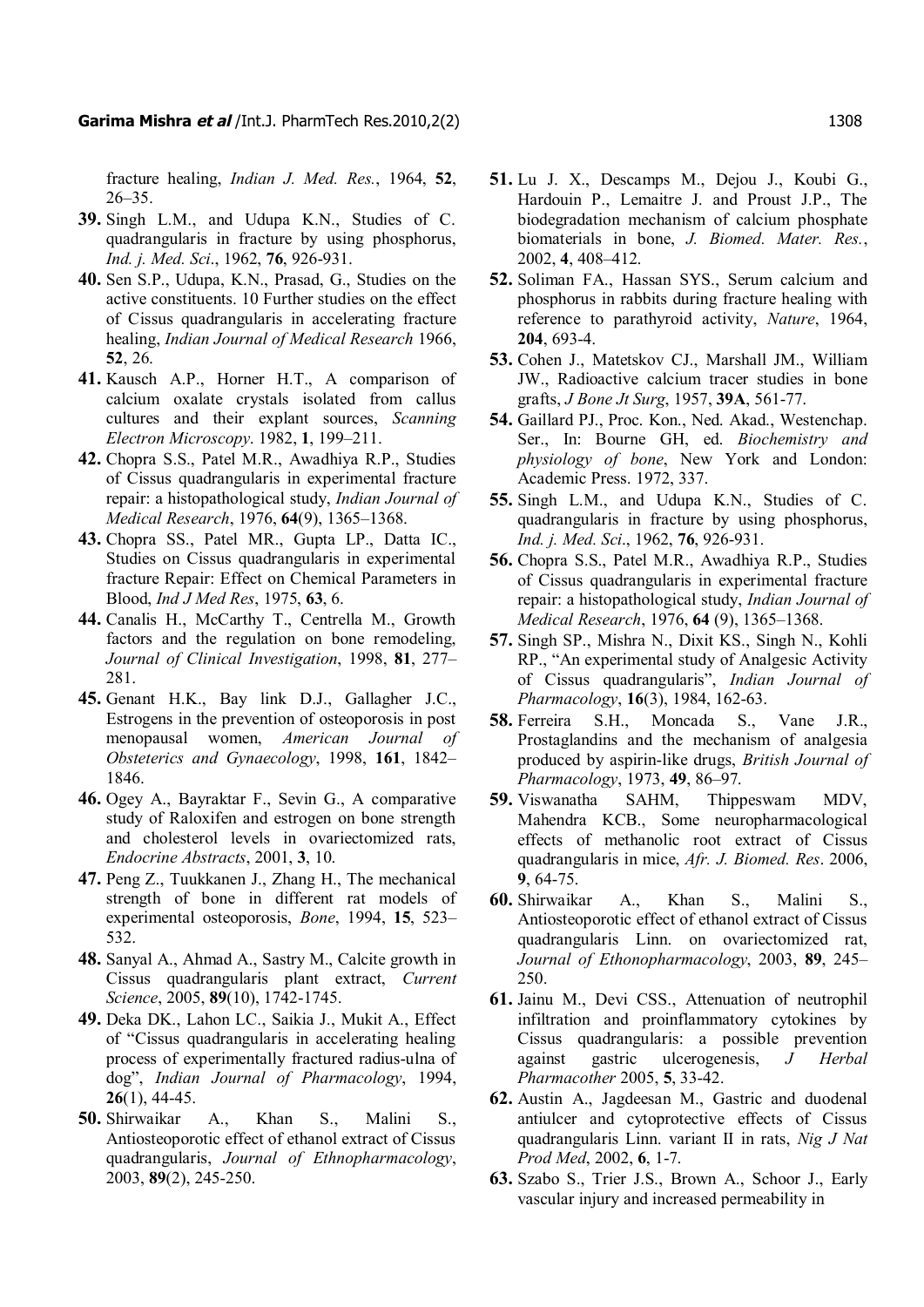fracture healing, *Indian J. Med. Res.*, 1964, **52**, 26–35.

**39.** Singh L.M., and Udupa K.N., Studies of C. quadrangularis in fracture by using phosphorus, *Ind. j. Med. Sci*., 1962, **76**, 926-931.

**40.** Sen S.P., Udupa, K.N., Prasad, G., Studies on the active constituents. 10 Further studies on the effect of Cissus quadrangularis in accelerating fracture healing, *Indian Journal of Medical Research* 1966, **52**, 26.

**41.** Kausch A.P., Horner H.T., A comparison of calcium oxalate crystals isolated from callus cultures and their explant sources, *Scanning Electron Microscopy*. 1982, **1**, 199–211.

**42.** Chopra S.S., Patel M.R., Awadhiya R.P., Studies of Cissus quadrangularis in experimental fracture repair: a histopathological study, *Indian Journal of Medical Research*, 1976, **64**(9), 1365–1368.

**43.** Chopra SS., Patel MR., Gupta LP., Datta IC., Studies on Cissus quadrangularis in experimental fracture Repair: Effect on Chemical Parameters in Blood, *Ind J Med Res*, 1975, **63**, 6.

**44.** Canalis H., McCarthy T., Centrella M., Growth factors and the regulation on bone remodeling, *Journal of Clinical Investigation*, 1998, **81**, 277–281.

**45.** Genant H.K., Bay link D.J., Gallagher J.C., Estrogens in the prevention of osteoporosis in post menopausal women, *American Journal of Obsteterics and Gynaecology*, 1998, **161**, 1842–1846.

**46.** Ogey A., Bayraktar F., Sevin G., A comparative study of Raloxifen and estrogen on bone strength and cholesterol levels in ovariectomized rats, *Endocrine Abstracts*, 2001, **3**, 10.

**47.** Peng Z., Tuukkanen J., Zhang H., The mechanical strength of bone in different rat models of experimental osteoporosis, *Bone*, 1994, **15**, 523–532.

**48.** Sanyal A., Ahmad A., Sastry M., Calcite growth in Cissus quadrangularis plant extract, *Current Science*, 2005, **89**(10), 1742-1745.

**49.** Deka DK., Lahon LC., Saikia J., Mukit A., Effect of "Cissus quadrangularis in accelerating healing process of experimentally fractured radius-ulna of dog", *Indian Journal of Pharmacology*, 1994, **26**(1), 44-45.

**50.** Shirwaikar A., Khan S., Malini S., Antiosteoporotic effect of ethanol extract of Cissus quadrangularis, *Journal of Ethnopharmacology*, 2003, **89**(2), 245-250.

**51.** Lu J. X., Descamps M., Dejou J., Koubi G., Hardouin P., Lemaitre J. and Proust J.P., The biodegradation mechanism of calcium phosphate biomaterials in bone, *J. Biomed. Mater. Res.*, 2002, **4**, 408–412.

**52.** Soliman FA., Hassan SYS., Serum calcium and phosphorus in rabbits during fracture healing with reference to parathyroid activity, *Nature*, 1964, **204**, 693-4.

**53.** Cohen J., Matetskov CJ., Marshall JM., William JW., Radioactive calcium tracer studies in bone grafts, *J Bone Jt Surg*, 1957, **39A**, 561-77.

**54.** Gaillard PJ., Proc. Kon., Ned. Akad., Westenchap. Ser., In: Bourne GH, ed. *Biochemistry and physiology of bone*, New York and London: Academic Press. 1972, 337.

**55.** Singh L.M., and Udupa K.N., Studies of C. quadrangularis in fracture by using phosphorus, *Ind. j. Med. Sci*., 1962, **76**, 926-931.

**56.** Chopra S.S., Patel M.R., Awadhiya R.P., Studies of Cissus quadrangularis in experimental fracture repair: a histopathological study, *Indian Journal of Medical Research*, 1976, **64** (9), 1365–1368.

**57.** Singh SP., Mishra N., Dixit KS., Singh N., Kohli RP., "An experimental study of Analgesic Activity of Cissus quadrangularis", *Indian Journal of Pharmacology*, **16**(3), 1984, 162-63.

**58.** Ferreira S.H., Moncada S., Vane J.R., Prostaglandins and the mechanism of analgesia produced by aspirin-like drugs, *British Journal of Pharmacology*, 1973, **49**, 86–97.

**59.** Viswanatha SAHM, Thippeswam MDV, Mahendra KCB., Some neuropharmacological effects of methanolic root extract of Cissus quadrangularis in mice, *Afr. J. Biomed. Res*. 2006, **9**, 64-75.

**60.** Shirwaikar A., Khan S., Malini S., Antiosteoporotic effect of ethanol extract of Cissus quadrangularis Linn. on ovariectomized rat, *Journal of Ethonopharmacology*, 2003, **89**, 245–250.

**61.** Jainu M., Devi CSS., Attenuation of neutrophil infiltration and proinflammatory cytokines by Cissus quadrangularis: a possible prevention against gastric ulcerogenesis, *J Herbal Pharmacother* 2005, **5**, 33-42.

**62.** Austin A., Jagdeesan M., Gastric and duodenal antiulcer and cytoprotective effects of Cissus quadrangularis Linn. variant II in rats, *Nig J Nat Prod Med*, 2002, **6**, 1-7.

**63.** Szabo S., Trier J.S., Brown A., Schoor J., Early vascular injury and increased permeability in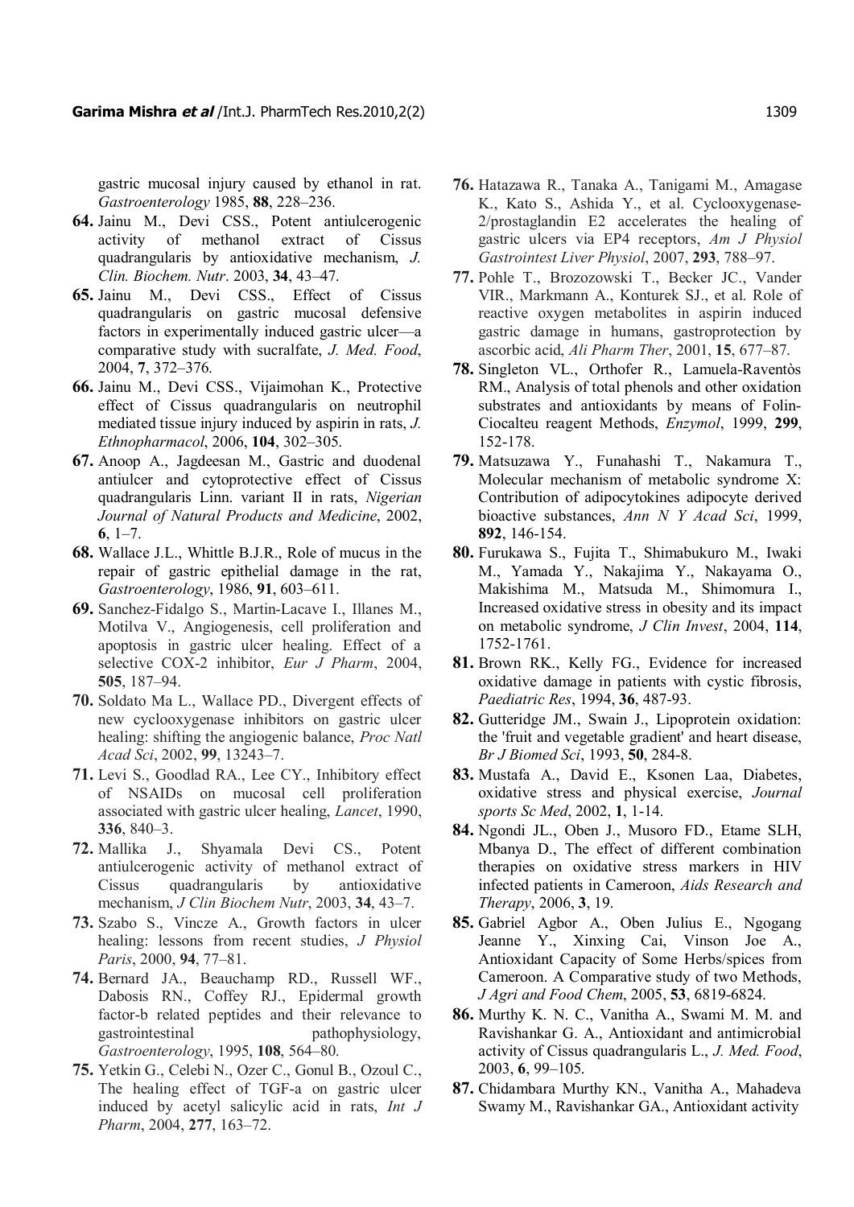gastric mucosal injury caused by ethanol in rat. *Gastroenterology* 1985, **88**, 228–236.

64. Jainu M., Devi CSS., Potent antiulcerogenic activity of methanol extract of Cissus quadrangularis by antioxidative mechanism, *J. Clin. Biochem. Nutr*. 2003, **34**, 43–47.
65. Jainu M., Devi CSS., Effect of Cissus quadrangularis on gastric mucosal defensive factors in experimentally induced gastric ulcer—a comparative study with sucralfate, *J. Med. Food*, 2004, **7**, 372–376.
66. Jainu M., Devi CSS., Vijaimohan K., Protective effect of Cissus quadrangularis on neutrophil mediated tissue injury induced by aspirin in rats, *J. Ethnopharmacol*, 2006, **104**, 302–305.
67. Anoop A., Jagdeesan M., Gastric and duodenal antiulcer and cytoprotective effect of Cissus quadrangularis Linn. variant II in rats, *Nigerian Journal of Natural Products and Medicine*, 2002, **6**, 1–7.
68. Wallace J.L., Whittle B.J.R., Role of mucus in the repair of gastric epithelial damage in the rat, *Gastroenterology*, 1986, **91**, 603–611.
69. Sanchez-Fidalgo S., Martin-Lacave I., Illanes M., Motilva V., Angiogenesis, cell proliferation and apoptosis in gastric ulcer healing. Effect of a selective COX-2 inhibitor, *Eur J Pharm*, 2004, **505**, 187–94.
70. Soldato Ma L., Wallace PD., Divergent effects of new cyclooxygenase inhibitors on gastric ulcer healing: shifting the angiogenic balance, *Proc Natl Acad Sci*, 2002, **99**, 13243–7.
71. Levi S., Goodlad RA., Lee CY., Inhibitory effect of NSAIDs on mucosal cell proliferation associated with gastric ulcer healing, *Lancet*, 1990, **336**, 840–3.
72. Mallika J., Shyamala Devi CS., Potent antiulcerogenic activity of methanol extract of Cissus quadrangularis by antioxidative mechanism, *J Clin Biochem Nutr*, 2003, **34**, 43–7.
73. Szabo S., Vincze A., Growth factors in ulcer healing: lessons from recent studies, *J Physiol Paris*, 2000, **94**, 77–81.
74. Bernard JA., Beauchamp RD., Russell WF., Dabosis RN., Coffey RJ., Epidermal growth factor-b related peptides and their relevance to gastrointestinal pathophysiology, *Gastroenterology*, 1995, **108**, 564–80.
75. Yetkin G., Celebi N., Ozer C., Gonul B., Ozoul C., The healing effect of TGF-a on gastric ulcer induced by acetyl salicylic acid in rats, *Int J Pharm*, 2004, **277**, 163–72.
76. Hatazawa R., Tanaka A., Tanigami M., Amagase K., Kato S., Ashida Y., et al. Cyclooxygenase-2/prostaglandin E2 accelerates the healing of gastric ulcers via EP4 receptors, *Am J Physiol Gastrointest Liver Physiol*, 2007, **293**, 788–97.
77. Pohle T., Brozozowski T., Becker JC., Vander VIR., Markmann A., Konturek SJ., et al. Role of reactive oxygen metabolites in aspirin induced gastric damage in humans, gastroprotection by ascorbic acid, *Ali Pharm Ther*, 2001, **15**, 677–87.
78. Singleton VL., Orthofer R., Lamuela-Raventòs RM., Analysis of total phenols and other oxidation substrates and antioxidants by means of Folin-Ciocalteu reagent Methods, *Enzymol*, 1999, **299**, 152-178.
79. Matsuzawa Y., Funahashi T., Nakamura T., Molecular mechanism of metabolic syndrome X: Contribution of adipocytokines adipocyte derived bioactive substances, *Ann N Y Acad Sci*, 1999, **892**, 146-154.
80. Furukawa S., Fujita T., Shimabukuro M., Iwaki M., Yamada Y., Nakajima Y., Nakayama O., Makishima M., Matsuda M., Shimomura I., Increased oxidative stress in obesity and its impact on metabolic syndrome, *J Clin Invest*, 2004, **114**, 1752-1761.
81. Brown RK., Kelly FG., Evidence for increased oxidative damage in patients with cystic fibrosis, *Paediatric Res*, 1994, **36**, 487-93.
82. Gutteridge JM., Swain J., Lipoprotein oxidation: the 'fruit and vegetable gradient' and heart disease, *Br J Biomed Sci*, 1993, **50**, 284-8.
83. Mustafa A., David E., Ksonen Laa, Diabetes, oxidative stress and physical exercise, *Journal sports Sc Med*, 2002, **1**, 1-14.
84. Ngondi JL., Oben J., Musoro FD., Etame SLH, Mbanya D., The effect of different combination therapies on oxidative stress markers in HIV infected patients in Cameroon, *Aids Research and Therapy*, 2006, **3**, 19.
85. Gabriel Agbor A., Oben Julius E., Ngogang Jeanne Y., Xinxing Cai, Vinson Joe A., Antioxidant Capacity of Some Herbs/spices from Cameroon. A Comparative study of two Methods, *J Agri and Food Chem*, 2005, **53**, 6819-6824.
86. Murthy K. N. C., Vanitha A., Swami M. M. and Ravishankar G. A., Antioxidant and antimicrobial activity of Cissus quadrangularis L., *J. Med. Food*, 2003, **6**, 99–105.
87. Chidambara Murthy KN., Vanitha A., Mahadeva Swamy M., Ravishankar GA., Antioxidant activity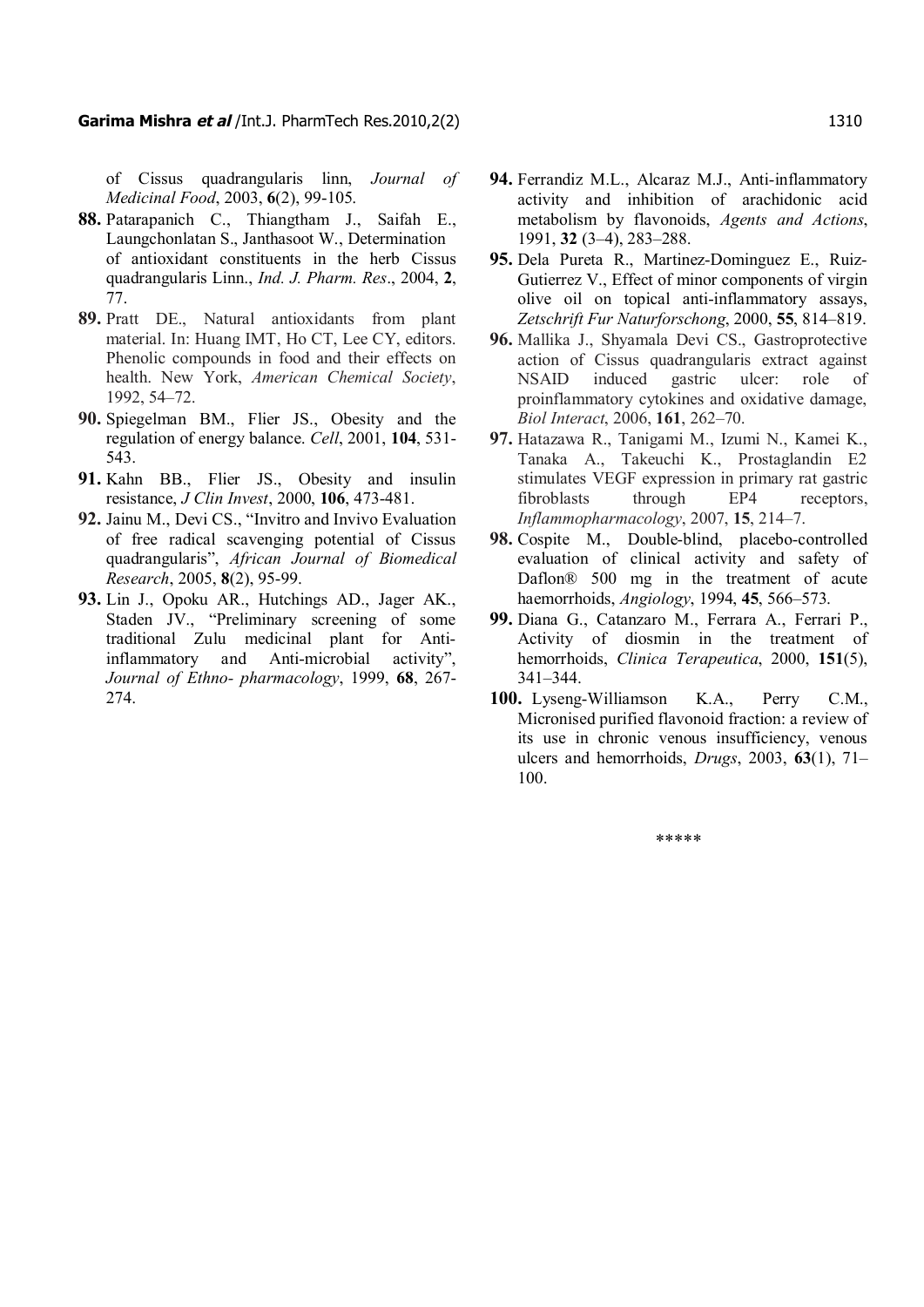of Cissus quadrangularis linn, *Journal of Medicinal Food*, 2003, **6**(2), 99-105.

**88.** Patarapanich C., Thiangtham J., Saifah E., Laungchonlatan S., Janthasoot W., Determination of antioxidant constituents in the herb Cissus quadrangularis Linn., *Ind. J. Pharm. Res*., 2004, **2**, 77.

**89.** Pratt DE., Natural antioxidants from plant material. In: Huang IMT, Ho CT, Lee CY, editors. Phenolic compounds in food and their effects on health. New York, *American Chemical Society*, 1992, 54–72.

**90.** Spiegelman BM., Flier JS., Obesity and the regulation of energy balance. *Cell*, 2001, **104**, 531-543.

**91.** Kahn BB., Flier JS., Obesity and insulin resistance, *J Clin Invest*, 2000, **106**, 473-481.

**92.** Jainu M., Devi CS., "Invitro and Invivo Evaluation of free radical scavenging potential of Cissus quadrangularis", *African Journal of Biomedical Research*, 2005, **8**(2), 95-99.

**93.** Lin J., Opoku AR., Hutchings AD., Jager AK., Staden JV., "Preliminary screening of some traditional Zulu medicinal plant for Anti-inflammatory and Anti-microbial activity", *Journal of Ethno- pharmacology*, 1999, **68**, 267-274.

**94.** Ferrandiz M.L., Alcaraz M.J., Anti-inflammatory activity and inhibition of arachidonic acid metabolism by flavonoids, *Agents and Actions*, 1991, **32** (3–4), 283–288.

**95.** Dela Pureta R., Martinez-Dominguez E., Ruiz-Gutierrez V., Effect of minor components of virgin olive oil on topical anti-inflammatory assays, *Zetschrift Fur Naturforschong*, 2000, **55**, 814–819.

**96.** Mallika J., Shyamala Devi CS., Gastroprotective action of Cissus quadrangularis extract against NSAID induced gastric ulcer: role of proinflammatory cytokines and oxidative damage, *Biol Interact*, 2006, **161**, 262–70.

**97.** Hatazawa R., Tanigami M., Izumi N., Kamei K., Tanaka A., Takeuchi K., Prostaglandin E2 stimulates VEGF expression in primary rat gastric fibroblasts through EP4 receptors, *Inflammopharmacology*, 2007, **15**, 214–7.

**98.** Cospite M., Double-blind, placebo-controlled evaluation of clinical activity and safety of Daflon® 500 mg in the treatment of acute haemorrhoids, *Angiology*, 1994, **45**, 566–573.

**99.** Diana G., Catanzaro M., Ferrara A., Ferrari P., Activity of diosmin in the treatment of hemorrhoids, *Clinica Terapeutica*, 2000, **151**(5), 341–344.

**100.** Lyseng-Williamson K.A., Perry C.M., Micronised purified flavonoid fraction: a review of its use in chronic venous insufficiency, venous ulcers and hemorrhoids, *Drugs*, 2003, **63**(1), 71–100.

\*\*\*\*\*